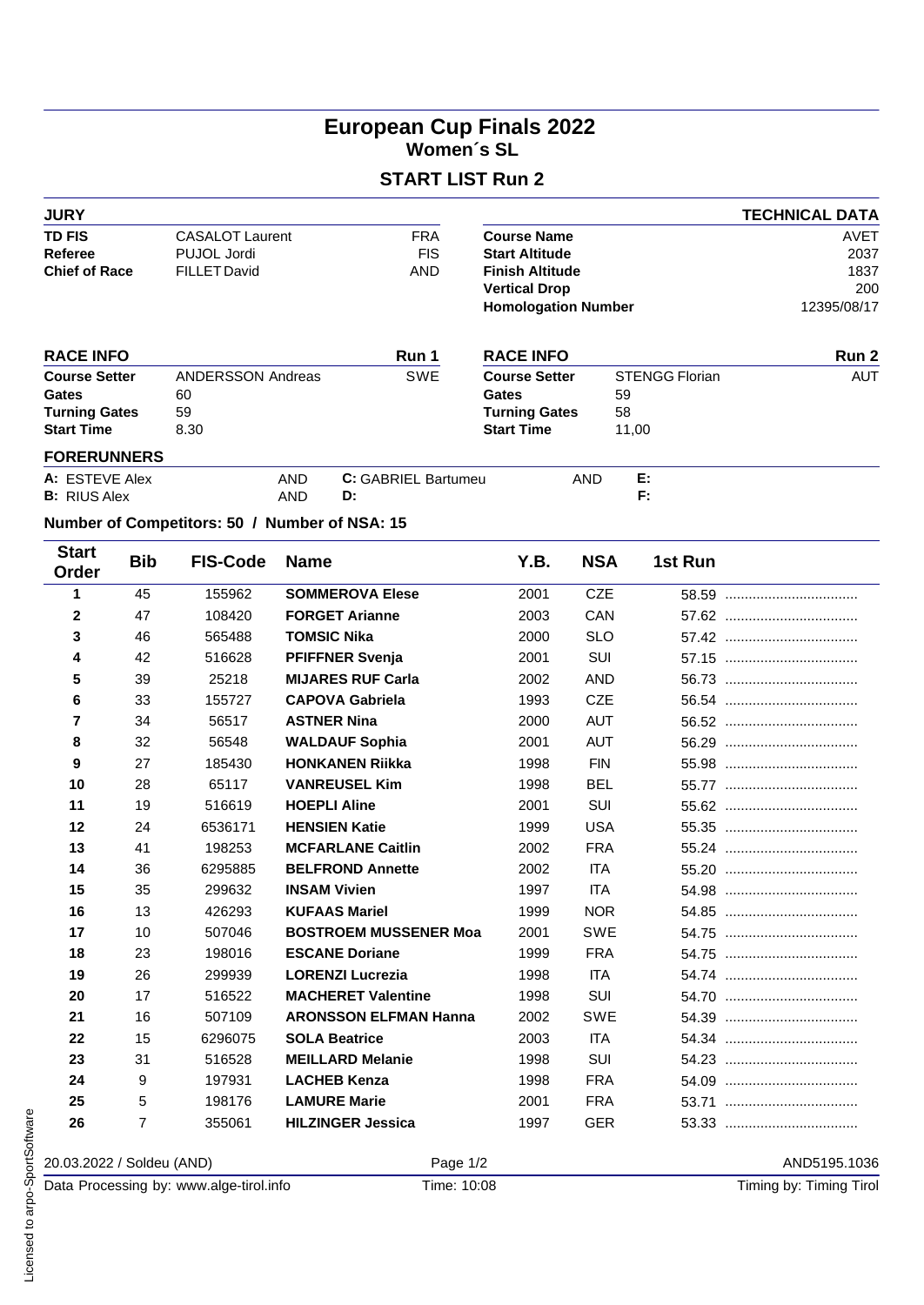# European Cup Finals 2022

## Women´s SL

### START LIST Run 2

| JURY | | | TECHNICAL DATA | |
|---|---|---|---|---|
| TD FIS | CASALOT Laurent | FRA | Course Name | AVET |
| Referee | PUJOL Jordi | FIS | Start Altitude | 2037 |
| Chief of Race | FILLET David | AND | Finish Altitude | 1837 |
| | | | Vertical Drop | 200 |
| | | | Homologation Number | 12395/08/17 |

| RACE INFO | | Run 1 | RACE INFO | | Run 2 |
|---|---|---|---|---|---|
| Course Setter | ANDERSSON Andreas | SWE | Course Setter | STENGG Florian | AUT |
| Gates | 60 | | Gates | 59 | |
| Turning Gates | 59 | | Turning Gates | 58 | |
| Start Time | 8.30 | | Start Time | 11,00 | |

**FORERUNNERS**

| | | | | | |
|---|---|---|---|---|---|
| **A:** ESTEVE Alex | AND | **C:** GABRIEL Bartumeu | AND | **E:** | |
| **B:** RIUS Alex | AND | **D:** | | **F:** | |

**Number of Competitors: 50 / Number of NSA: 15**

| Start Order | Bib | FIS-Code | Name | Y.B. | NSA | 1st Run |
|---|---|---|---|---|---|---|
| 1 | 45 | 155962 | **SOMMEROVA Elese** | 2001 | CZE | 58.59 |
| 2 | 47 | 108420 | **FORGET Arianne** | 2003 | CAN | 57.62 |
| 3 | 46 | 565488 | **TOMSIC Nika** | 2000 | SLO | 57.42 |
| 4 | 42 | 516628 | **PFIFFNER Svenja** | 2001 | SUI | 57.15 |
| 5 | 39 | 25218 | **MIJARES RUF Carla** | 2002 | AND | 56.73 |
| 6 | 33 | 155727 | **CAPOVA Gabriela** | 1993 | CZE | 56.54 |
| 7 | 34 | 56517 | **ASTNER Nina** | 2000 | AUT | 56.52 |
| 8 | 32 | 56548 | **WALDAUF Sophia** | 2001 | AUT | 56.29 |
| 9 | 27 | 185430 | **HONKANEN Riikka** | 1998 | FIN | 55.98 |
| 10 | 28 | 65117 | **VANREUSEL Kim** | 1998 | BEL | 55.77 |
| 11 | 19 | 516619 | **HOEPLI Aline** | 2001 | SUI | 55.62 |
| 12 | 24 | 6536171 | **HENSIEN Katie** | 1999 | USA | 55.35 |
| 13 | 41 | 198253 | **MCFARLANE Caitlin** | 2002 | FRA | 55.24 |
| 14 | 36 | 6295885 | **BELFROND Annette** | 2002 | ITA | 55.20 |
| 15 | 35 | 299632 | **INSAM Vivien** | 1997 | ITA | 54.98 |
| 16 | 13 | 426293 | **KUFAAS Mariel** | 1999 | NOR | 54.85 |
| 17 | 10 | 507046 | **BOSTROEM MUSSENER Moa** | 2001 | SWE | 54.75 |
| 18 | 23 | 198016 | **ESCANE Doriane** | 1999 | FRA | 54.75 |
| 19 | 26 | 299939 | **LORENZI Lucrezia** | 1998 | ITA | 54.74 |
| 20 | 17 | 516522 | **MACHERET Valentine** | 1998 | SUI | 54.70 |
| 21 | 16 | 507109 | **ARONSSON ELFMAN Hanna** | 2002 | SWE | 54.39 |
| 22 | 15 | 6296075 | **SOLA Beatrice** | 2003 | ITA | 54.34 |
| 23 | 31 | 516528 | **MEILLARD Melanie** | 1998 | SUI | 54.23 |
| 24 | 9 | 197931 | **LACHEB Kenza** | 1998 | FRA | 54.09 |
| 25 | 5 | 198176 | **LAMURE Marie** | 2001 | FRA | 53.71 |
| 26 | 7 | 355061 | **HILZINGER Jessica** | 1997 | GER | 53.33 |

20.03.2022 / Soldeu (AND) AND5195.1036

Data Processing by: www.alge-tirol.info Time: 10:08 Timing by: Timing Tirol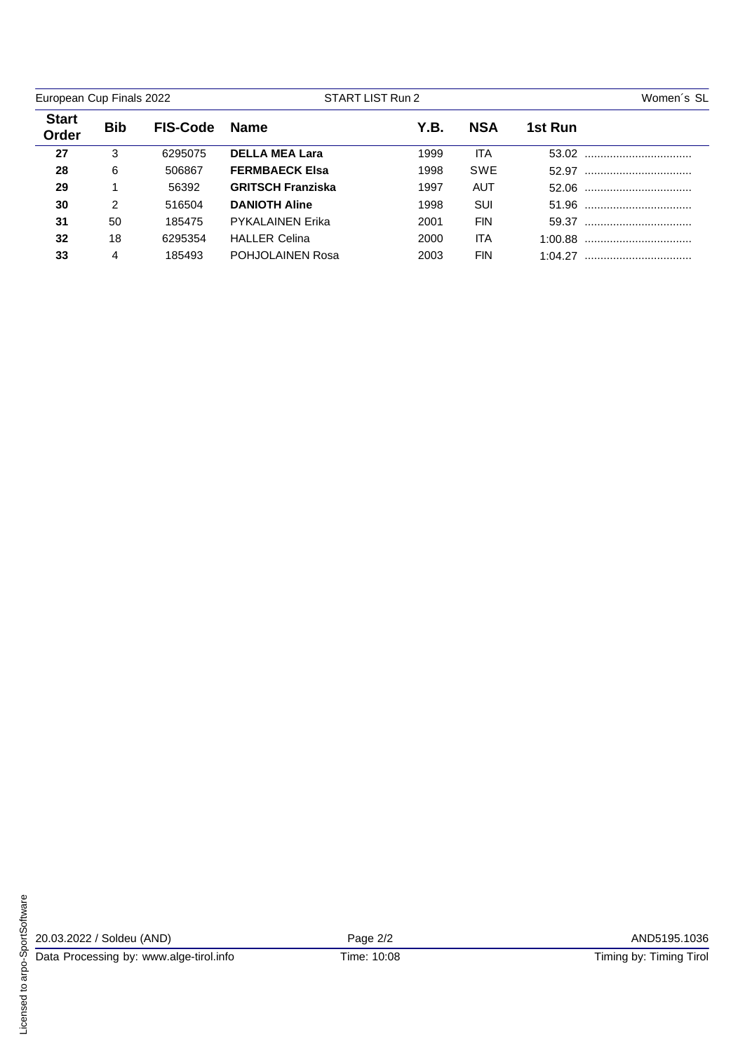European Cup Finals 2022 | START LIST Run 2 | Women´s SL

| Start Order | Bib | FIS-Code | Name | Y.B. | NSA | 1st Run | |
|---|---|---|---|---|---|---|---|
| **27** | 3 | 6295075 | **DELLA MEA Lara** | 1999 | ITA | 53.02 | .................................. |
| **28** | 6 | 506867 | **FERMBAECK Elsa** | 1998 | SWE | 52.97 | .................................. |
| **29** | 1 | 56392 | **GRITSCH Franziska** | 1997 | AUT | 52.06 | .................................. |
| **30** | 2 | 516504 | **DANIOTH Aline** | 1998 | SUI | 51.96 | .................................. |
| **31** | 50 | 185475 | PYKALAINEN Erika | 2001 | FIN | 59.37 | .................................. |
| **32** | 18 | 6295354 | HALLER Celina | 2000 | ITA | 1:00.88 | .................................. |
| **33** | 4 | 185493 | POHJOLAINEN Rosa | 2003 | FIN | 1:04.27 | .................................. |

20.03.2022 / Soldeu (AND) | AND5195.1036

Data Processing by: www.alge-tirol.info | Time: 10:08 | Timing by: Timing Tirol

Licensed to arpo-SportSoftware